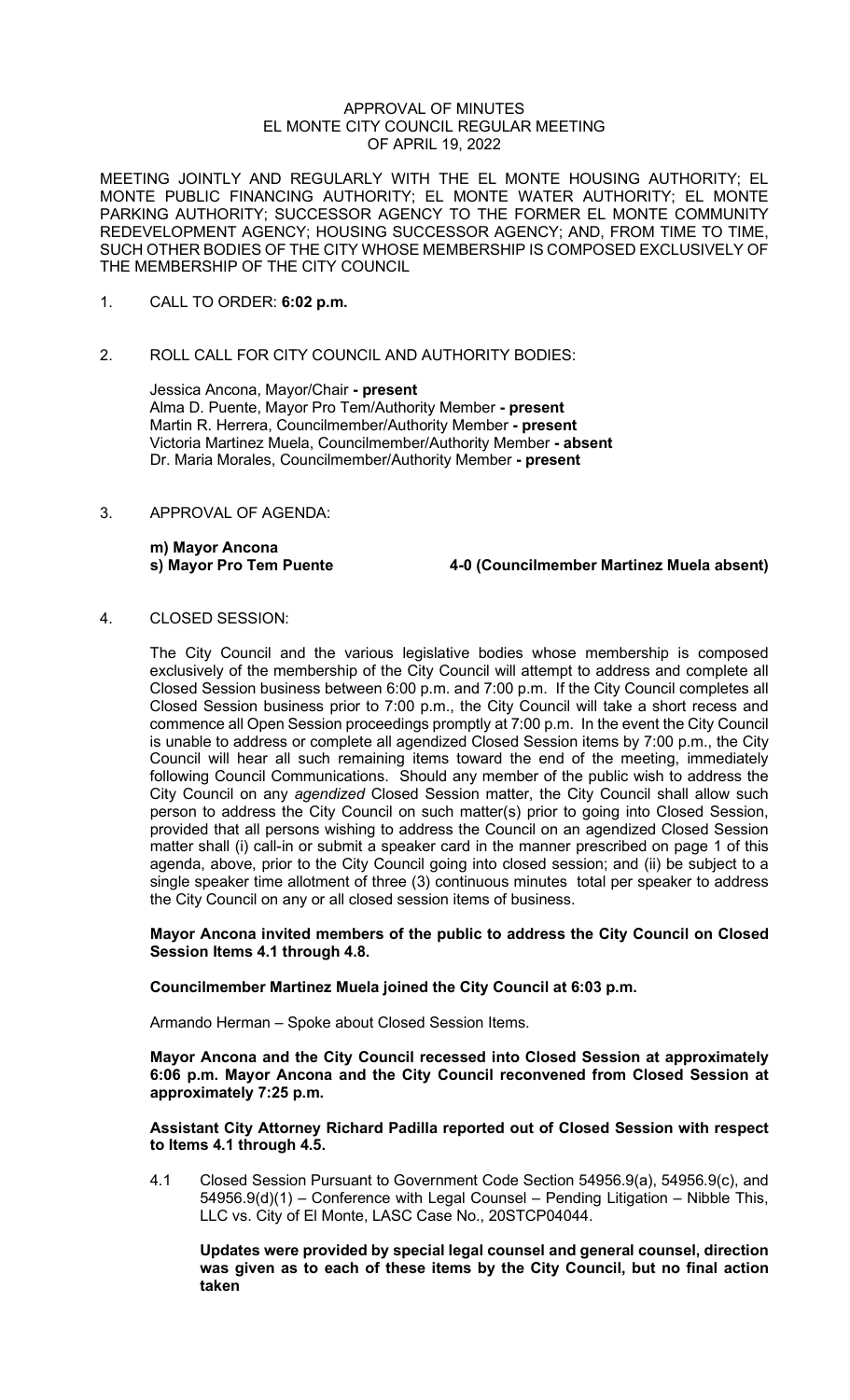APPROVAL OF MINUTES
EL MONTE CITY COUNCIL REGULAR MEETING
OF APRIL 19, 2022

MEETING JOINTLY AND REGULARLY WITH THE EL MONTE HOUSING AUTHORITY; EL MONTE PUBLIC FINANCING AUTHORITY; EL MONTE WATER AUTHORITY; EL MONTE PARKING AUTHORITY; SUCCESSOR AGENCY TO THE FORMER EL MONTE COMMUNITY REDEVELOPMENT AGENCY; HOUSING SUCCESSOR AGENCY; AND, FROM TIME TO TIME, SUCH OTHER BODIES OF THE CITY WHOSE MEMBERSHIP IS COMPOSED EXCLUSIVELY OF THE MEMBERSHIP OF THE CITY COUNCIL

1. CALL TO ORDER: **6:02 p.m.**

2. ROLL CALL FOR CITY COUNCIL AND AUTHORITY BODIES:

   Jessica Ancona, Mayor/Chair **- present**
   Alma D. Puente, Mayor Pro Tem/Authority Member **- present**
   Martin R. Herrera, Councilmember/Authority Member **- present**
   Victoria Martinez Muela, Councilmember/Authority Member **- absent**
   Dr. Maria Morales, Councilmember/Authority Member **- present**

3. APPROVAL OF AGENDA:

   **m) Mayor Ancona**
   **s) Mayor Pro Tem Puente** **4-0 (Councilmember Martinez Muela absent)**

4. CLOSED SESSION:

   The City Council and the various legislative bodies whose membership is composed exclusively of the membership of the City Council will attempt to address and complete all Closed Session business between 6:00 p.m. and 7:00 p.m. If the City Council completes all Closed Session business prior to 7:00 p.m., the City Council will take a short recess and commence all Open Session proceedings promptly at 7:00 p.m. In the event the City Council is unable to address or complete all agendized Closed Session items by 7:00 p.m., the City Council will hear all such remaining items toward the end of the meeting, immediately following Council Communications. Should any member of the public wish to address the City Council on any *agendized* Closed Session matter, the City Council shall allow such person to address the City Council on such matter(s) prior to going into Closed Session, provided that all persons wishing to address the Council on an agendized Closed Session matter shall (i) call-in or submit a speaker card in the manner prescribed on page 1 of this agenda, above, prior to the City Council going into closed session; and (ii) be subject to a single speaker time allotment of three (3) continuous minutes total per speaker to address the City Council on any or all closed session items of business.

   **Mayor Ancona invited members of the public to address the City Council on Closed Session Items 4.1 through 4.8.**

   **Councilmember Martinez Muela joined the City Council at 6:03 p.m.**

   Armando Herman – Spoke about Closed Session Items.

   **Mayor Ancona and the City Council recessed into Closed Session at approximately 6:06 p.m. Mayor Ancona and the City Council reconvened from Closed Session at approximately 7:25 p.m.**

   **Assistant City Attorney Richard Padilla reported out of Closed Session with respect to Items 4.1 through 4.5.**

   4.1 Closed Session Pursuant to Government Code Section 54956.9(a), 54956.9(c), and 54956.9(d)(1) – Conference with Legal Counsel – Pending Litigation – Nibble This, LLC vs. City of El Monte, LASC Case No., 20STCP04044.

   **Updates were provided by special legal counsel and general counsel, direction was given as to each of these items by the City Council, but no final action taken**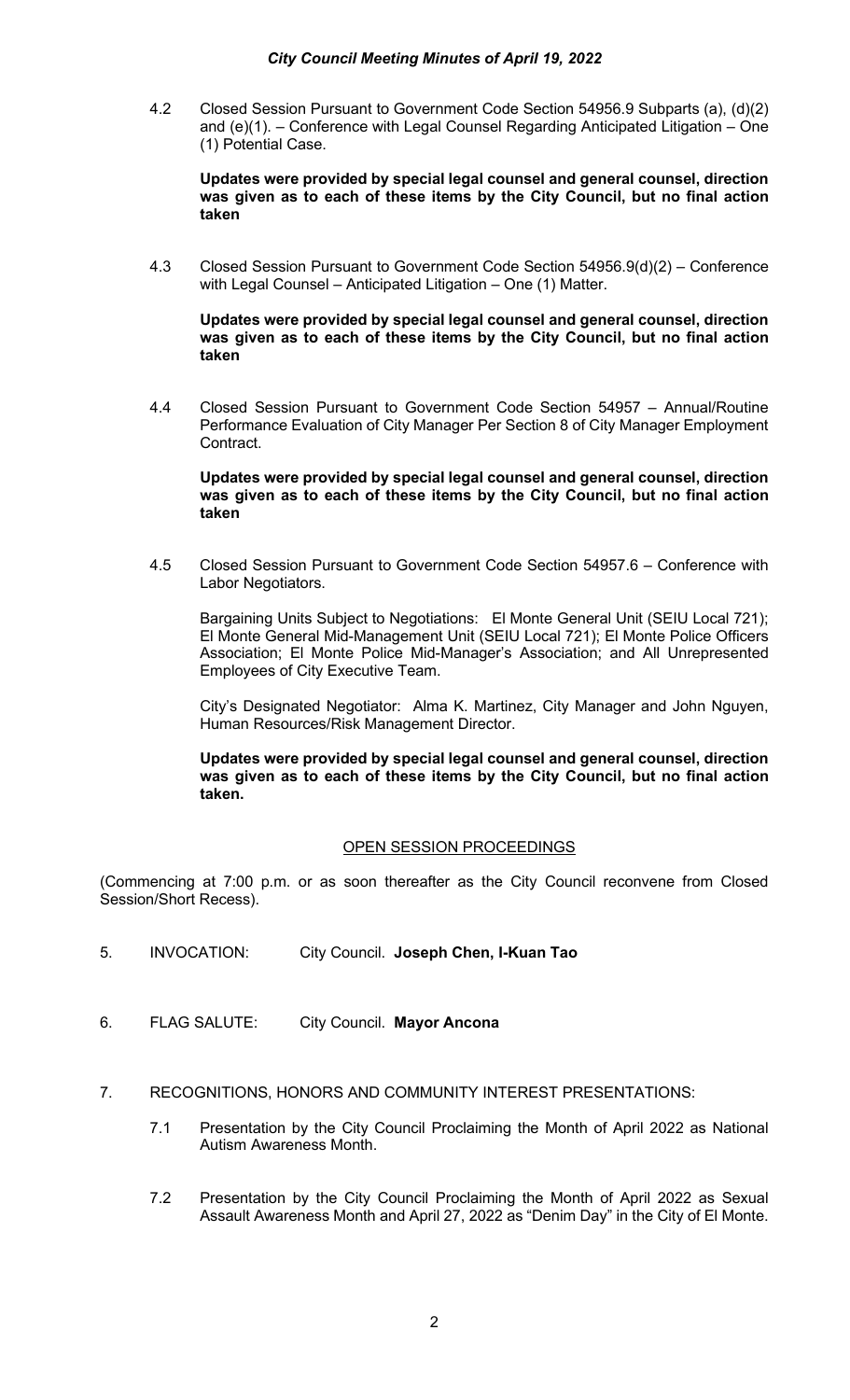4.2 Closed Session Pursuant to Government Code Section 54956.9 Subparts (a), (d)(2) and (e)(1). – Conference with Legal Counsel Regarding Anticipated Litigation – One (1) Potential Case.

**Updates were provided by special legal counsel and general counsel, direction was given as to each of these items by the City Council, but no final action taken**

4.3 Closed Session Pursuant to Government Code Section 54956.9(d)(2) – Conference with Legal Counsel – Anticipated Litigation – One (1) Matter.

**Updates were provided by special legal counsel and general counsel, direction was given as to each of these items by the City Council, but no final action taken**

4.4 Closed Session Pursuant to Government Code Section 54957 – Annual/Routine Performance Evaluation of City Manager Per Section 8 of City Manager Employment Contract.

**Updates were provided by special legal counsel and general counsel, direction was given as to each of these items by the City Council, but no final action taken**

4.5 Closed Session Pursuant to Government Code Section 54957.6 – Conference with Labor Negotiators.

Bargaining Units Subject to Negotiations: El Monte General Unit (SEIU Local 721); El Monte General Mid-Management Unit (SEIU Local 721); El Monte Police Officers Association; El Monte Police Mid-Manager's Association; and All Unrepresented Employees of City Executive Team.

City's Designated Negotiator: Alma K. Martinez, City Manager and John Nguyen, Human Resources/Risk Management Director.

**Updates were provided by special legal counsel and general counsel, direction was given as to each of these items by the City Council, but no final action taken.**

## OPEN SESSION PROCEEDINGS

(Commencing at 7:00 p.m. or as soon thereafter as the City Council reconvene from Closed Session/Short Recess).

5. INVOCATION: City Council. **Joseph Chen, I-Kuan Tao**

6. FLAG SALUTE: City Council. **Mayor Ancona**

7. RECOGNITIONS, HONORS AND COMMUNITY INTEREST PRESENTATIONS:

7.1 Presentation by the City Council Proclaiming the Month of April 2022 as National Autism Awareness Month.

7.2 Presentation by the City Council Proclaiming the Month of April 2022 as Sexual Assault Awareness Month and April 27, 2022 as "Denim Day" in the City of El Monte.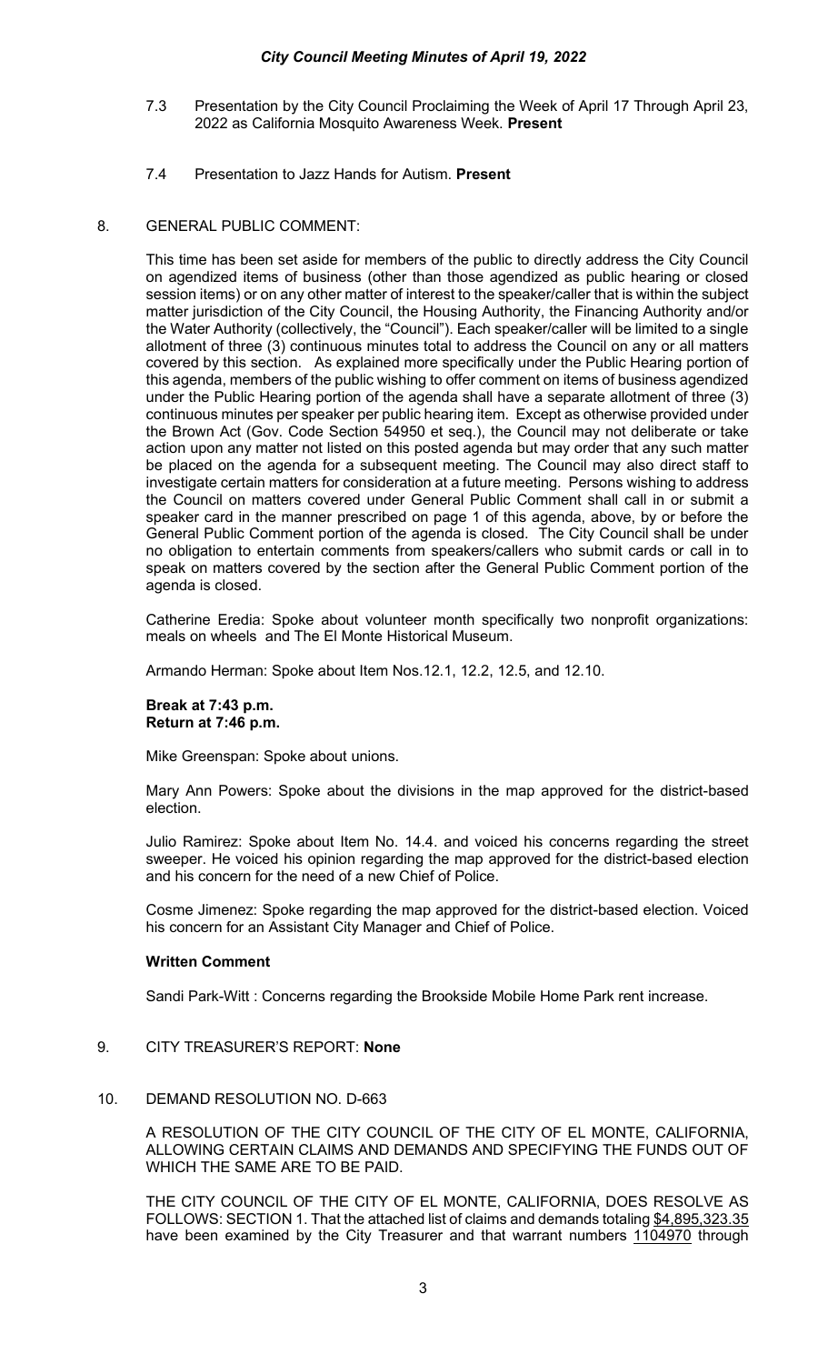7.3 Presentation by the City Council Proclaiming the Week of April 17 Through April 23, 2022 as California Mosquito Awareness Week. **Present**

7.4 Presentation to Jazz Hands for Autism. **Present**

8. GENERAL PUBLIC COMMENT:

This time has been set aside for members of the public to directly address the City Council on agendized items of business (other than those agendized as public hearing or closed session items) or on any other matter of interest to the speaker/caller that is within the subject matter jurisdiction of the City Council, the Housing Authority, the Financing Authority and/or the Water Authority (collectively, the "Council"). Each speaker/caller will be limited to a single allotment of three (3) continuous minutes total to address the Council on any or all matters covered by this section. As explained more specifically under the Public Hearing portion of this agenda, members of the public wishing to offer comment on items of business agendized under the Public Hearing portion of the agenda shall have a separate allotment of three (3) continuous minutes per speaker per public hearing item. Except as otherwise provided under the Brown Act (Gov. Code Section 54950 et seq.), the Council may not deliberate or take action upon any matter not listed on this posted agenda but may order that any such matter be placed on the agenda for a subsequent meeting. The Council may also direct staff to investigate certain matters for consideration at a future meeting. Persons wishing to address the Council on matters covered under General Public Comment shall call in or submit a speaker card in the manner prescribed on page 1 of this agenda, above, by or before the General Public Comment portion of the agenda is closed. The City Council shall be under no obligation to entertain comments from speakers/callers who submit cards or call in to speak on matters covered by the section after the General Public Comment portion of the agenda is closed.

Catherine Eredia: Spoke about volunteer month specifically two nonprofit organizations: meals on wheels and The El Monte Historical Museum.

Armando Herman: Spoke about Item Nos.12.1, 12.2, 12.5, and 12.10.

**Break at 7:43 p.m.**
**Return at 7:46 p.m.**

Mike Greenspan: Spoke about unions.

Mary Ann Powers: Spoke about the divisions in the map approved for the district-based election.

Julio Ramirez: Spoke about Item No. 14.4. and voiced his concerns regarding the street sweeper. He voiced his opinion regarding the map approved for the district-based election and his concern for the need of a new Chief of Police.

Cosme Jimenez: Spoke regarding the map approved for the district-based election. Voiced his concern for an Assistant City Manager and Chief of Police.

**Written Comment**

Sandi Park-Witt : Concerns regarding the Brookside Mobile Home Park rent increase.

9. CITY TREASURER'S REPORT: **None**

10. DEMAND RESOLUTION NO. D-663

A RESOLUTION OF THE CITY COUNCIL OF THE CITY OF EL MONTE, CALIFORNIA, ALLOWING CERTAIN CLAIMS AND DEMANDS AND SPECIFYING THE FUNDS OUT OF WHICH THE SAME ARE TO BE PAID.

THE CITY COUNCIL OF THE CITY OF EL MONTE, CALIFORNIA, DOES RESOLVE AS FOLLOWS: SECTION 1. That the attached list of claims and demands totaling $4,895,323.35 have been examined by the City Treasurer and that warrant numbers 1104970 through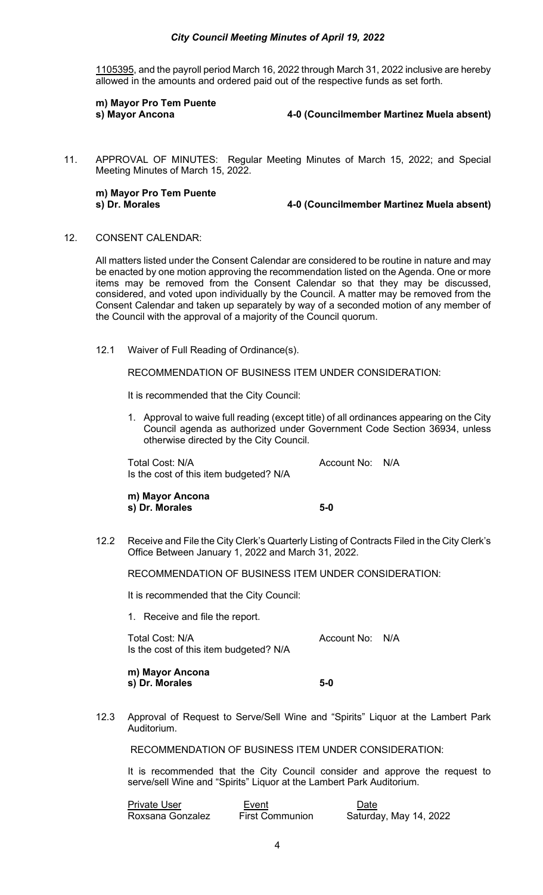1105395, and the payroll period March 16, 2022 through March 31, 2022 inclusive are hereby allowed in the amounts and ordered paid out of the respective funds as set forth.

**m) Mayor Pro Tem Puente**
**s) Mayor Ancona** **4-0 (Councilmember Martinez Muela absent)**

11. APPROVAL OF MINUTES: Regular Meeting Minutes of March 15, 2022; and Special Meeting Minutes of March 15, 2022.

**m) Mayor Pro Tem Puente**
**s) Dr. Morales** **4-0 (Councilmember Martinez Muela absent)**

12. CONSENT CALENDAR:

All matters listed under the Consent Calendar are considered to be routine in nature and may be enacted by one motion approving the recommendation listed on the Agenda. One or more items may be removed from the Consent Calendar so that they may be discussed, considered, and voted upon individually by the Council. A matter may be removed from the Consent Calendar and taken up separately by way of a seconded motion of any member of the Council with the approval of a majority of the Council quorum.

12.1 Waiver of Full Reading of Ordinance(s).

RECOMMENDATION OF BUSINESS ITEM UNDER CONSIDERATION:

It is recommended that the City Council:

1. Approval to waive full reading (except title) of all ordinances appearing on the City Council agenda as authorized under Government Code Section 36934, unless otherwise directed by the City Council.

Total Cost: N/A Account No: N/A
Is the cost of this item budgeted? N/A

**m) Mayor Ancona**
**s) Dr. Morales** **5-0**

12.2 Receive and File the City Clerk's Quarterly Listing of Contracts Filed in the City Clerk's Office Between January 1, 2022 and March 31, 2022.

RECOMMENDATION OF BUSINESS ITEM UNDER CONSIDERATION:

It is recommended that the City Council:

1. Receive and file the report.

Total Cost: N/A Account No: N/A
Is the cost of this item budgeted? N/A

**m) Mayor Ancona**
**s) Dr. Morales** **5-0**

12.3 Approval of Request to Serve/Sell Wine and "Spirits" Liquor at the Lambert Park Auditorium.

RECOMMENDATION OF BUSINESS ITEM UNDER CONSIDERATION:

It is recommended that the City Council consider and approve the request to serve/sell Wine and "Spirits" Liquor at the Lambert Park Auditorium.

| Private User | Event | Date |
|---|---|---|
| Roxsana Gonzalez | First Communion | Saturday, May 14, 2022 |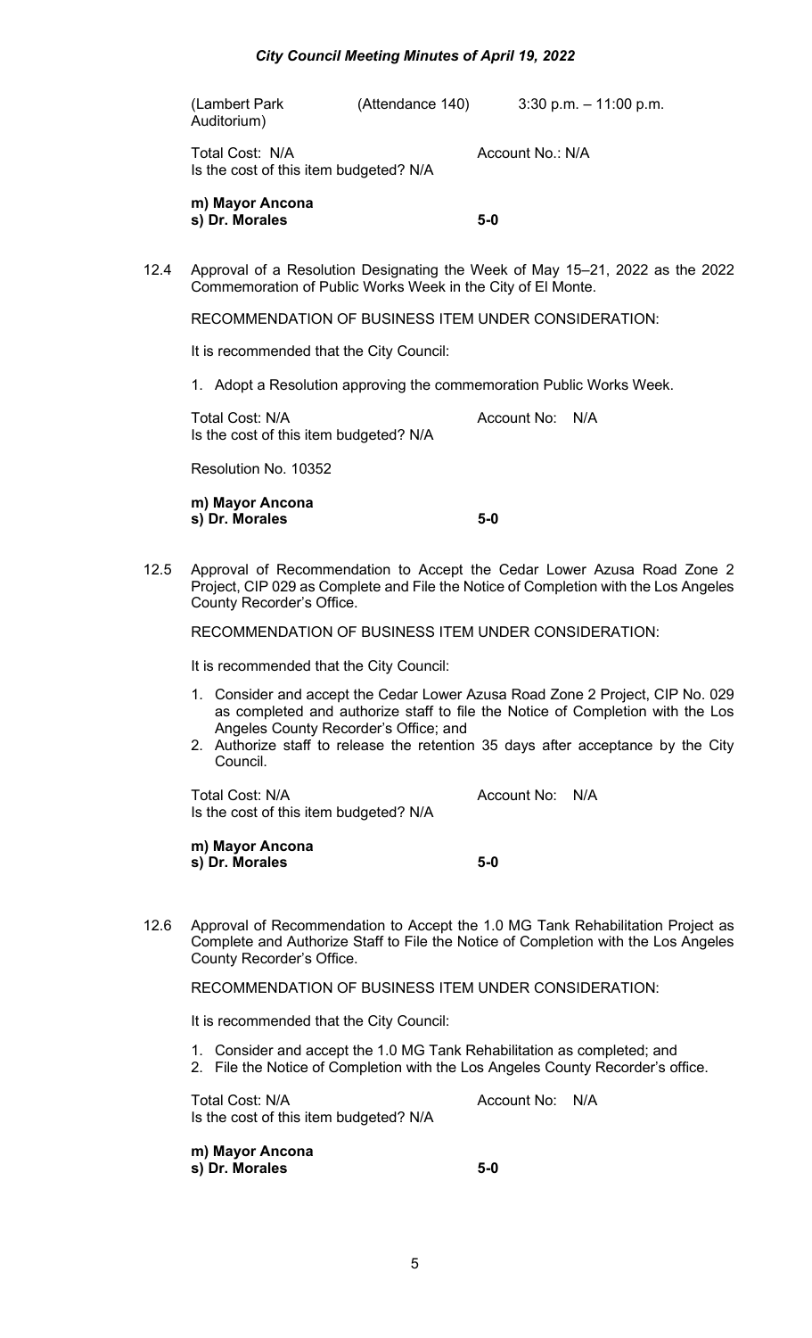(Lambert Park Auditorium) (Attendance 140) 3:30 p.m. – 11:00 p.m.

Total Cost: N/A Account No.: N/A
Is the cost of this item budgeted? N/A

**m) Mayor Ancona**
**s) Dr. Morales** **5-0**

12.4 Approval of a Resolution Designating the Week of May 15–21, 2022 as the 2022 Commemoration of Public Works Week in the City of El Monte.

RECOMMENDATION OF BUSINESS ITEM UNDER CONSIDERATION:

It is recommended that the City Council:

1. Adopt a Resolution approving the commemoration Public Works Week.

Total Cost: N/A Account No: N/A
Is the cost of this item budgeted? N/A

Resolution No. 10352

**m) Mayor Ancona**
**s) Dr. Morales** **5-0**

12.5 Approval of Recommendation to Accept the Cedar Lower Azusa Road Zone 2 Project, CIP 029 as Complete and File the Notice of Completion with the Los Angeles County Recorder's Office.

RECOMMENDATION OF BUSINESS ITEM UNDER CONSIDERATION:

It is recommended that the City Council:

1. Consider and accept the Cedar Lower Azusa Road Zone 2 Project, CIP No. 029 as completed and authorize staff to file the Notice of Completion with the Los Angeles County Recorder's Office; and
2. Authorize staff to release the retention 35 days after acceptance by the City Council.

Total Cost: N/A Account No: N/A
Is the cost of this item budgeted? N/A

**m) Mayor Ancona**
**s) Dr. Morales** **5-0**

12.6 Approval of Recommendation to Accept the 1.0 MG Tank Rehabilitation Project as Complete and Authorize Staff to File the Notice of Completion with the Los Angeles County Recorder's Office.

RECOMMENDATION OF BUSINESS ITEM UNDER CONSIDERATION:

It is recommended that the City Council:

1. Consider and accept the 1.0 MG Tank Rehabilitation as completed; and
2. File the Notice of Completion with the Los Angeles County Recorder's office.

Total Cost: N/A Account No: N/A
Is the cost of this item budgeted? N/A

**m) Mayor Ancona**
**s) Dr. Morales** **5-0**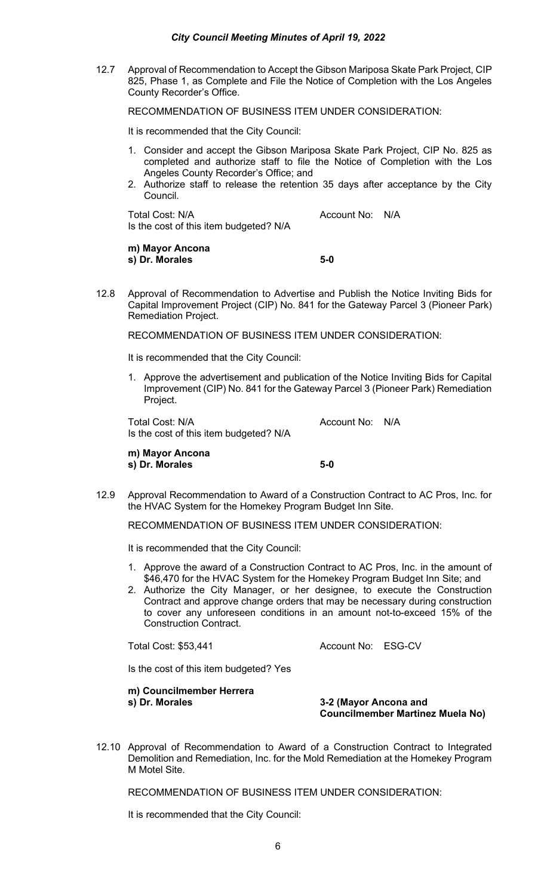12.7 Approval of Recommendation to Accept the Gibson Mariposa Skate Park Project, CIP 825, Phase 1, as Complete and File the Notice of Completion with the Los Angeles County Recorder's Office.

RECOMMENDATION OF BUSINESS ITEM UNDER CONSIDERATION:

It is recommended that the City Council:

1. Consider and accept the Gibson Mariposa Skate Park Project, CIP No. 825 as completed and authorize staff to file the Notice of Completion with the Los Angeles County Recorder's Office; and
2. Authorize staff to release the retention 35 days after acceptance by the City Council.

Total Cost: N/A Account No: N/A
Is the cost of this item budgeted? N/A

**m) Mayor Ancona**
**s) Dr. Morales** **5-0**

12.8 Approval of Recommendation to Advertise and Publish the Notice Inviting Bids for Capital Improvement Project (CIP) No. 841 for the Gateway Parcel 3 (Pioneer Park) Remediation Project.

RECOMMENDATION OF BUSINESS ITEM UNDER CONSIDERATION:

It is recommended that the City Council:

1. Approve the advertisement and publication of the Notice Inviting Bids for Capital Improvement (CIP) No. 841 for the Gateway Parcel 3 (Pioneer Park) Remediation Project.

Total Cost: N/A Account No: N/A
Is the cost of this item budgeted? N/A

**m) Mayor Ancona**
**s) Dr. Morales** **5-0**

12.9 Approval Recommendation to Award of a Construction Contract to AC Pros, Inc. for the HVAC System for the Homekey Program Budget Inn Site.

RECOMMENDATION OF BUSINESS ITEM UNDER CONSIDERATION:

It is recommended that the City Council:

1. Approve the award of a Construction Contract to AC Pros, Inc. in the amount of $46,470 for the HVAC System for the Homekey Program Budget Inn Site; and
2. Authorize the City Manager, or her designee, to execute the Construction Contract and approve change orders that may be necessary during construction to cover any unforeseen conditions in an amount not-to-exceed 15% of the Construction Contract.

Total Cost: $53,441 Account No: ESG-CV

Is the cost of this item budgeted? Yes

**m) Councilmember Herrera**
**s) Dr. Morales** **3-2 (Mayor Ancona and Councilmember Martinez Muela No)**

12.10 Approval of Recommendation to Award of a Construction Contract to Integrated Demolition and Remediation, Inc. for the Mold Remediation at the Homekey Program M Motel Site.

RECOMMENDATION OF BUSINESS ITEM UNDER CONSIDERATION:

It is recommended that the City Council: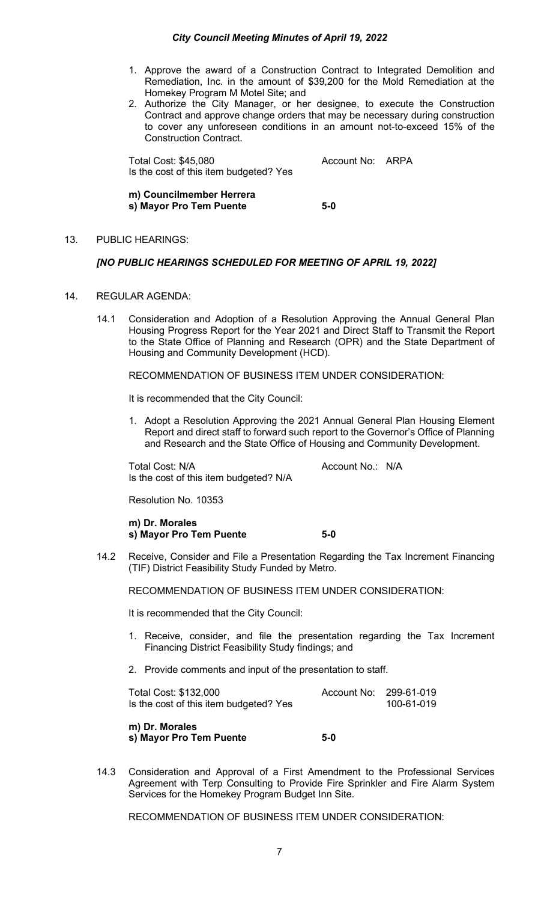1. Approve the award of a Construction Contract to Integrated Demolition and Remediation, Inc. in the amount of $39,200 for the Mold Remediation at the Homekey Program M Motel Site; and
2. Authorize the City Manager, or her designee, to execute the Construction Contract and approve change orders that may be necessary during construction to cover any unforeseen conditions in an amount not-to-exceed 15% of the Construction Contract.

Total Cost: $45,080 Account No: ARPA
Is the cost of this item budgeted? Yes

**m) Councilmember Herrera**
**s) Mayor Pro Tem Puente 5-0**

13. PUBLIC HEARINGS:

***[NO PUBLIC HEARINGS SCHEDULED FOR MEETING OF APRIL 19, 2022]***

14. REGULAR AGENDA:

14.1 Consideration and Adoption of a Resolution Approving the Annual General Plan Housing Progress Report for the Year 2021 and Direct Staff to Transmit the Report to the State Office of Planning and Research (OPR) and the State Department of Housing and Community Development (HCD).

RECOMMENDATION OF BUSINESS ITEM UNDER CONSIDERATION:

It is recommended that the City Council:

1. Adopt a Resolution Approving the 2021 Annual General Plan Housing Element Report and direct staff to forward such report to the Governor's Office of Planning and Research and the State Office of Housing and Community Development.

Total Cost: N/A Account No.: N/A
Is the cost of this item budgeted? N/A

Resolution No. 10353

**m) Dr. Morales**
**s) Mayor Pro Tem Puente 5-0**

14.2 Receive, Consider and File a Presentation Regarding the Tax Increment Financing (TIF) District Feasibility Study Funded by Metro.

RECOMMENDATION OF BUSINESS ITEM UNDER CONSIDERATION:

It is recommended that the City Council:

1. Receive, consider, and file the presentation regarding the Tax Increment Financing District Feasibility Study findings; and
2. Provide comments and input of the presentation to staff.

Total Cost: $132,000 Account No: 299-61-019
Is the cost of this item budgeted? Yes 100-61-019

**m) Dr. Morales**
**s) Mayor Pro Tem Puente 5-0**

14.3 Consideration and Approval of a First Amendment to the Professional Services Agreement with Terp Consulting to Provide Fire Sprinkler and Fire Alarm System Services for the Homekey Program Budget Inn Site.

RECOMMENDATION OF BUSINESS ITEM UNDER CONSIDERATION: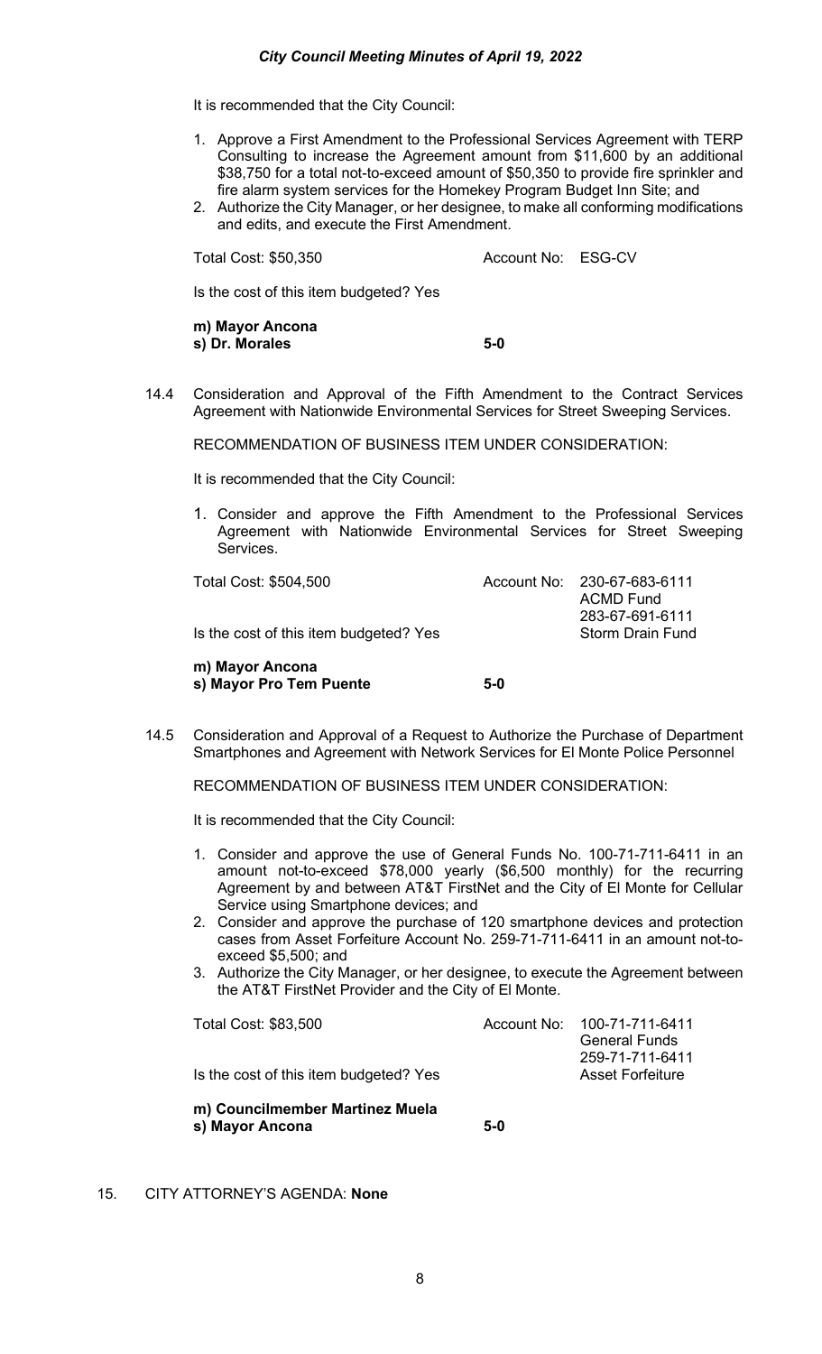It is recommended that the City Council:

1. Approve a First Amendment to the Professional Services Agreement with TERP Consulting to increase the Agreement amount from $11,600 by an additional $38,750 for a total not-to-exceed amount of $50,350 to provide fire sprinkler and fire alarm system services for the Homekey Program Budget Inn Site; and
2. Authorize the City Manager, or her designee, to make all conforming modifications and edits, and execute the First Amendment.

Total Cost: $50,350 Account No: ESG-CV

Is the cost of this item budgeted? Yes

**m) Mayor Ancona**
**s) Dr. Morales** **5-0**

14.4 Consideration and Approval of the Fifth Amendment to the Contract Services Agreement with Nationwide Environmental Services for Street Sweeping Services.

RECOMMENDATION OF BUSINESS ITEM UNDER CONSIDERATION:

It is recommended that the City Council:

1. Consider and approve the Fifth Amendment to the Professional Services Agreement with Nationwide Environmental Services for Street Sweeping Services.

Total Cost: $504,500 Account No: 230-67-683-6111 ACMD Fund 283-67-691-6111 Storm Drain Fund

Is the cost of this item budgeted? Yes

**m) Mayor Ancona**
**s) Mayor Pro Tem Puente** **5-0**

14.5 Consideration and Approval of a Request to Authorize the Purchase of Department Smartphones and Agreement with Network Services for El Monte Police Personnel

RECOMMENDATION OF BUSINESS ITEM UNDER CONSIDERATION:

It is recommended that the City Council:

1. Consider and approve the use of General Funds No. 100-71-711-6411 in an amount not-to-exceed $78,000 yearly ($6,500 monthly) for the recurring Agreement by and between AT&T FirstNet and the City of El Monte for Cellular Service using Smartphone devices; and
2. Consider and approve the purchase of 120 smartphone devices and protection cases from Asset Forfeiture Account No. 259-71-711-6411 in an amount not-to-exceed $5,500; and
3. Authorize the City Manager, or her designee, to execute the Agreement between the AT&T FirstNet Provider and the City of El Monte.

Total Cost: $83,500 Account No: 100-71-711-6411 General Funds 259-71-711-6411 Asset Forfeiture

Is the cost of this item budgeted? Yes

**m) Councilmember Martinez Muela**
**s) Mayor Ancona** **5-0**

15. CITY ATTORNEY'S AGENDA: **None**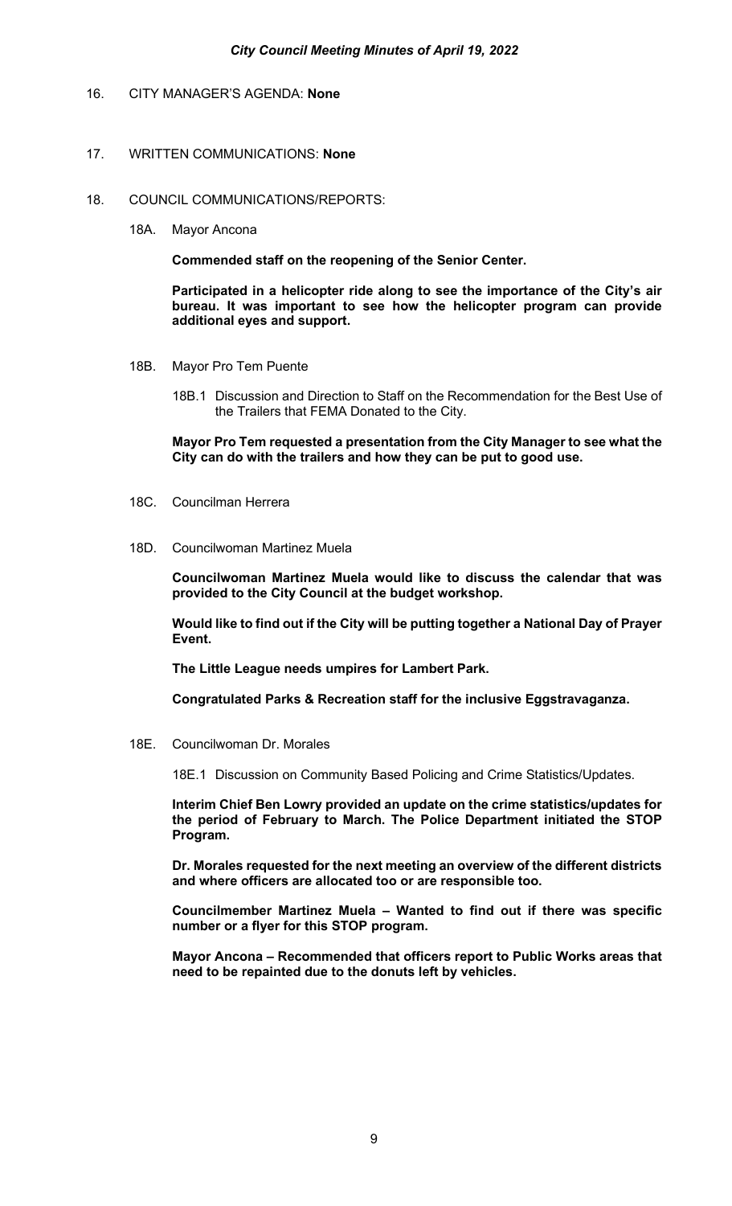16. CITY MANAGER'S AGENDA: **None**

17. WRITTEN COMMUNICATIONS: **None**

18. COUNCIL COMMUNICATIONS/REPORTS:

    18A. Mayor Ancona

    **Commended staff on the reopening of the Senior Center.**

    **Participated in a helicopter ride along to see the importance of the City's air bureau. It was important to see how the helicopter program can provide additional eyes and support.**

    18B. Mayor Pro Tem Puente

    18B.1 Discussion and Direction to Staff on the Recommendation for the Best Use of the Trailers that FEMA Donated to the City.

    **Mayor Pro Tem requested a presentation from the City Manager to see what the City can do with the trailers and how they can be put to good use.**

    18C. Councilman Herrera

    18D. Councilwoman Martinez Muela

    **Councilwoman Martinez Muela would like to discuss the calendar that was provided to the City Council at the budget workshop.**

    **Would like to find out if the City will be putting together a National Day of Prayer Event.**

    **The Little League needs umpires for Lambert Park.**

    **Congratulated Parks & Recreation staff for the inclusive Eggstravaganza.**

    18E. Councilwoman Dr. Morales

    18E.1 Discussion on Community Based Policing and Crime Statistics/Updates.

    **Interim Chief Ben Lowry provided an update on the crime statistics/updates for the period of February to March. The Police Department initiated the STOP Program.**

    **Dr. Morales requested for the next meeting an overview of the different districts and where officers are allocated too or are responsible too.**

    **Councilmember Martinez Muela – Wanted to find out if there was specific number or a flyer for this STOP program.**

    **Mayor Ancona – Recommended that officers report to Public Works areas that need to be repainted due to the donuts left by vehicles.**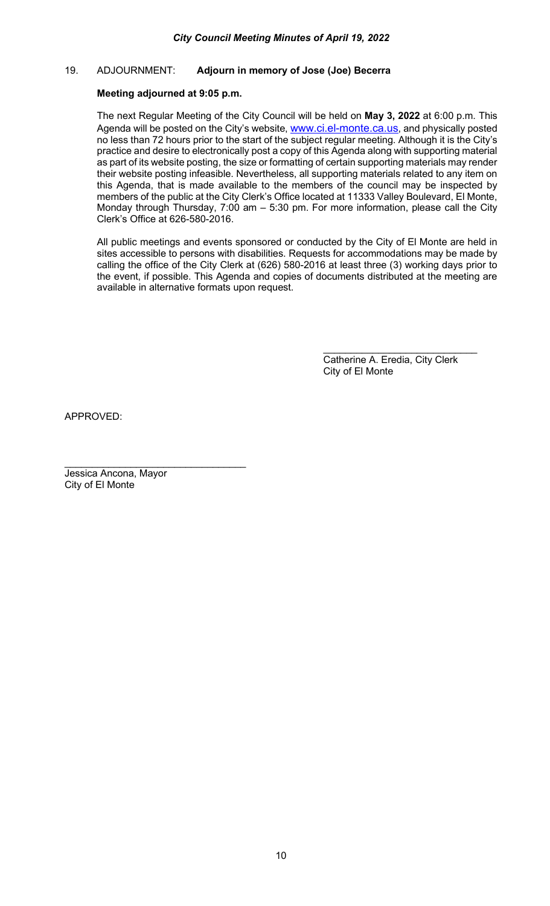19. ADJOURNMENT: **Adjourn in memory of Jose (Joe) Becerra**

**Meeting adjourned at 9:05 p.m.**

The next Regular Meeting of the City Council will be held on **May 3, 2022** at 6:00 p.m. This Agenda will be posted on the City's website, www.ci.el-monte.ca.us, and physically posted no less than 72 hours prior to the start of the subject regular meeting. Although it is the City's practice and desire to electronically post a copy of this Agenda along with supporting material as part of its website posting, the size or formatting of certain supporting materials may render their website posting infeasible. Nevertheless, all supporting materials related to any item on this Agenda, that is made available to the members of the council may be inspected by members of the public at the City Clerk's Office located at 11333 Valley Boulevard, El Monte, Monday through Thursday, 7:00 am – 5:30 pm. For more information, please call the City Clerk's Office at 626-580-2016.

All public meetings and events sponsored or conducted by the City of El Monte are held in sites accessible to persons with disabilities. Requests for accommodations may be made by calling the office of the City Clerk at (626) 580-2016 at least three (3) working days prior to the event, if possible. This Agenda and copies of documents distributed at the meeting are available in alternative formats upon request.

____________________________
Catherine A. Eredia, City Clerk
City of El Monte

APPROVED:

____________________________
Jessica Ancona, Mayor
City of El Monte